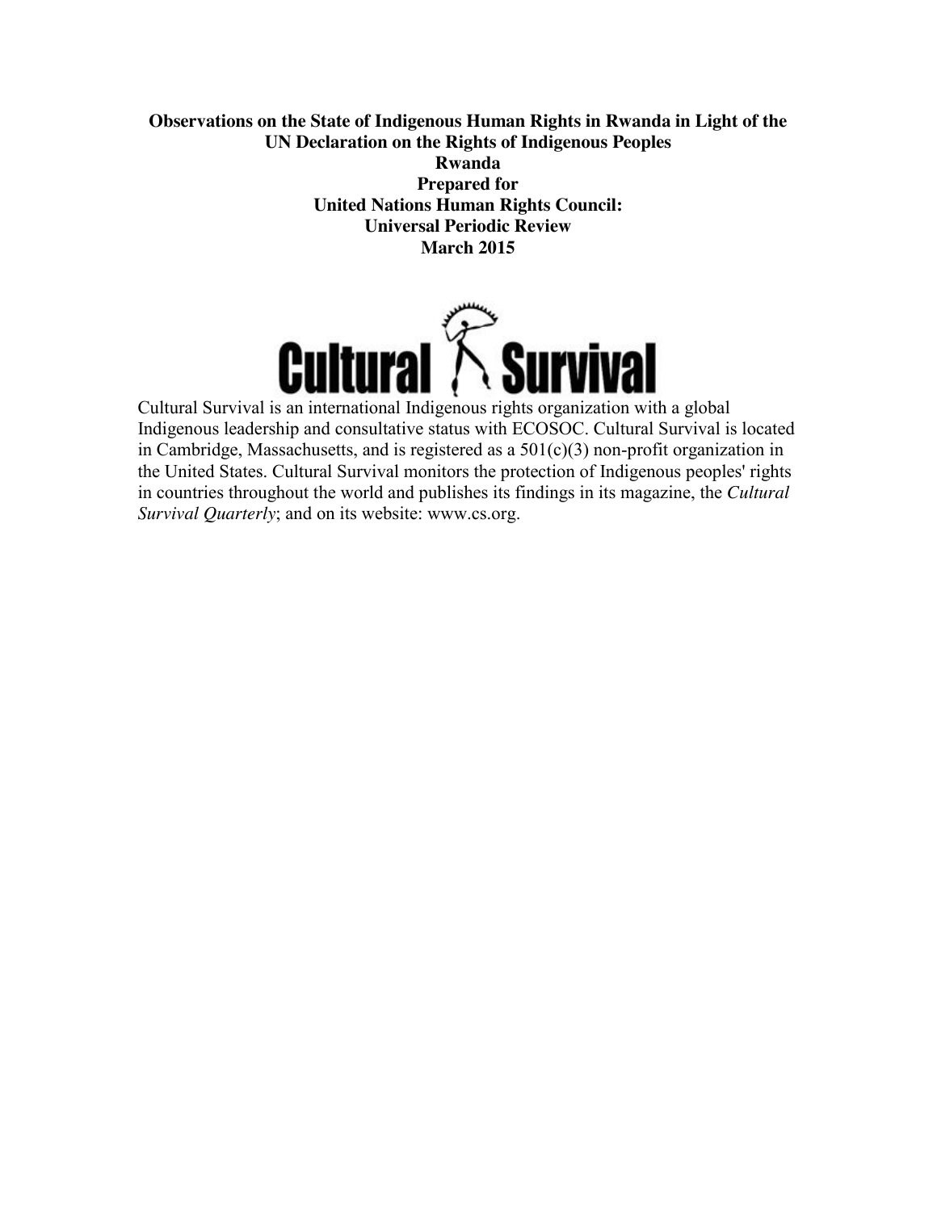**Observations on the State of Indigenous Human Rights in Rwanda in Light of the UN Declaration on the Rights of Indigenous Peoples**
**Rwanda**
**Prepared for**
**United Nations Human Rights Council:**
**Universal Periodic Review**
**March 2015**

Cultural Survival

Cultural Survival is an international Indigenous rights organization with a global Indigenous leadership and consultative status with ECOSOC. Cultural Survival is located in Cambridge, Massachusetts, and is registered as a 501(c)(3) non-profit organization in the United States. Cultural Survival monitors the protection of Indigenous peoples' rights in countries throughout the world and publishes its findings in its magazine, the *Cultural Survival Quarterly*; and on its website: www.cs.org.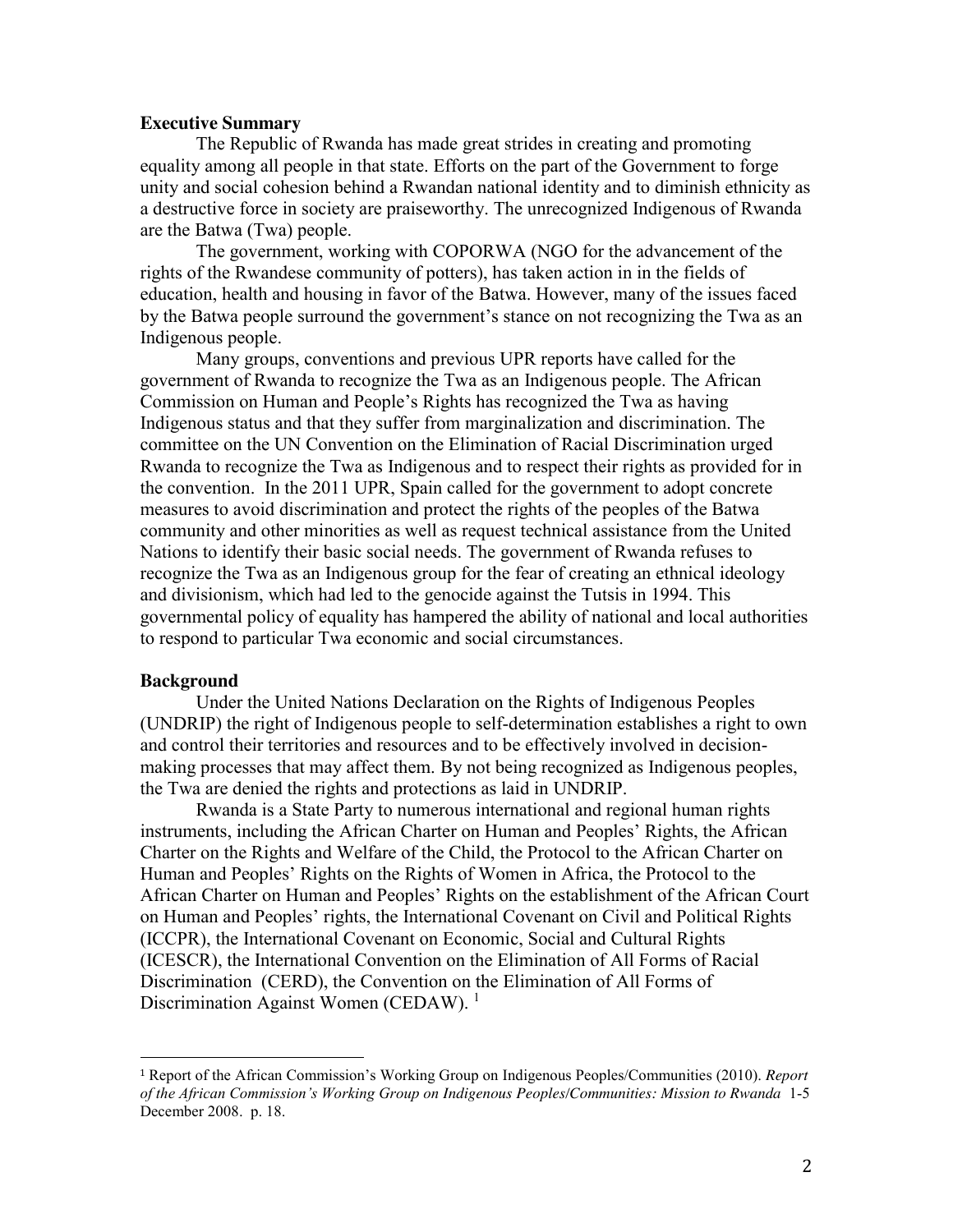**Executive Summary**

The Republic of Rwanda has made great strides in creating and promoting equality among all people in that state. Efforts on the part of the Government to forge unity and social cohesion behind a Rwandan national identity and to diminish ethnicity as a destructive force in society are praiseworthy. The unrecognized Indigenous of Rwanda are the Batwa (Twa) people.

The government, working with COPORWA (NGO for the advancement of the rights of the Rwandese community of potters), has taken action in in the fields of education, health and housing in favor of the Batwa. However, many of the issues faced by the Batwa people surround the government's stance on not recognizing the Twa as an Indigenous people.

Many groups, conventions and previous UPR reports have called for the government of Rwanda to recognize the Twa as an Indigenous people. The African Commission on Human and People's Rights has recognized the Twa as having Indigenous status and that they suffer from marginalization and discrimination. The committee on the UN Convention on the Elimination of Racial Discrimination urged Rwanda to recognize the Twa as Indigenous and to respect their rights as provided for in the convention. In the 2011 UPR, Spain called for the government to adopt concrete measures to avoid discrimination and protect the rights of the peoples of the Batwa community and other minorities as well as request technical assistance from the United Nations to identify their basic social needs. The government of Rwanda refuses to recognize the Twa as an Indigenous group for the fear of creating an ethnical ideology and divisionism, which had led to the genocide against the Tutsis in 1994. This governmental policy of equality has hampered the ability of national and local authorities to respond to particular Twa economic and social circumstances.

**Background**

Under the United Nations Declaration on the Rights of Indigenous Peoples (UNDRIP) the right of Indigenous people to self-determination establishes a right to own and control their territories and resources and to be effectively involved in decision-making processes that may affect them. By not being recognized as Indigenous peoples, the Twa are denied the rights and protections as laid in UNDRIP.

Rwanda is a State Party to numerous international and regional human rights instruments, including the African Charter on Human and Peoples' Rights, the African Charter on the Rights and Welfare of the Child, the Protocol to the African Charter on Human and Peoples' Rights on the Rights of Women in Africa, the Protocol to the African Charter on Human and Peoples' Rights on the establishment of the African Court on Human and Peoples' rights, the International Covenant on Civil and Political Rights (ICCPR), the International Covenant on Economic, Social and Cultural Rights (ICESCR), the International Convention on the Elimination of All Forms of Racial Discrimination (CERD), the Convention on the Elimination of All Forms of Discrimination Against Women (CEDAW). [1]

---

[1] Report of the African Commission's Working Group on Indigenous Peoples/Communities (2010). *Report of the African Commission's Working Group on Indigenous Peoples/Communities: Mission to Rwanda* 1-5 December 2008. p. 18.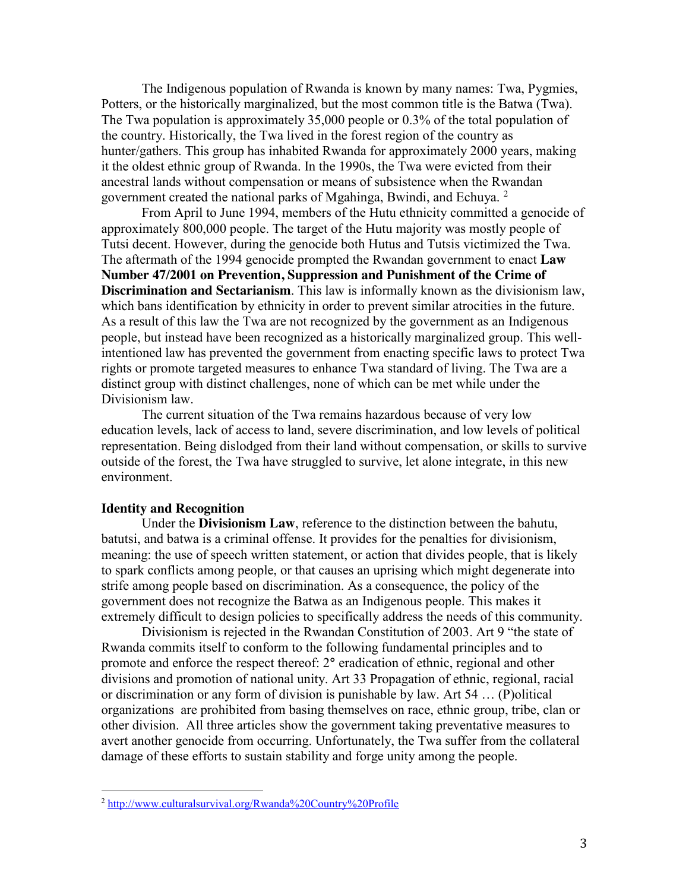The Indigenous population of Rwanda is known by many names: Twa, Pygmies, Potters, or the historically marginalized, but the most common title is the Batwa (Twa). The Twa population is approximately 35,000 people or 0.3% of the total population of the country. Historically, the Twa lived in the forest region of the country as hunter/gathers. This group has inhabited Rwanda for approximately 2000 years, making it the oldest ethnic group of Rwanda. In the 1990s, the Twa were evicted from their ancestral lands without compensation or means of subsistence when the Rwandan government created the national parks of Mgahinga, Bwindi, and Echuya. [2]

From April to June 1994, members of the Hutu ethnicity committed a genocide of approximately 800,000 people. The target of the Hutu majority was mostly people of Tutsi decent. However, during the genocide both Hutus and Tutsis victimized the Twa. The aftermath of the 1994 genocide prompted the Rwandan government to enact **Law Number 47/2001 on Prevention, Suppression and Punishment of the Crime of Discrimination and Sectarianism**. This law is informally known as the divisionism law, which bans identification by ethnicity in order to prevent similar atrocities in the future. As a result of this law the Twa are not recognized by the government as an Indigenous people, but instead have been recognized as a historically marginalized group. This well-intentioned law has prevented the government from enacting specific laws to protect Twa rights or promote targeted measures to enhance Twa standard of living. The Twa are a distinct group with distinct challenges, none of which can be met while under the Divisionism law.

The current situation of the Twa remains hazardous because of very low education levels, lack of access to land, severe discrimination, and low levels of political representation. Being dislodged from their land without compensation, or skills to survive outside of the forest, the Twa have struggled to survive, let alone integrate, in this new environment.

**Identity and Recognition**

Under the **Divisionism Law**, reference to the distinction between the bahutu, batutsi, and batwa is a criminal offense. It provides for the penalties for divisionism, meaning: the use of speech written statement, or action that divides people, that is likely to spark conflicts among people, or that causes an uprising which might degenerate into strife among people based on discrimination. As a consequence, the policy of the government does not recognize the Batwa as an Indigenous people. This makes it extremely difficult to design policies to specifically address the needs of this community.

Divisionism is rejected in the Rwandan Constitution of 2003. Art 9 "the state of Rwanda commits itself to conform to the following fundamental principles and to promote and enforce the respect thereof: 2° eradication of ethnic, regional and other divisions and promotion of national unity. Art 33 Propagation of ethnic, regional, racial or discrimination or any form of division is punishable by law. Art 54 … (P)olitical organizations are prohibited from basing themselves on race, ethnic group, tribe, clan or other division. All three articles show the government taking preventative measures to avert another genocide from occurring. Unfortunately, the Twa suffer from the collateral damage of these efforts to sustain stability and forge unity among the people.

---

[2] http://www.culturalsurvival.org/Rwanda%20Country%20Profile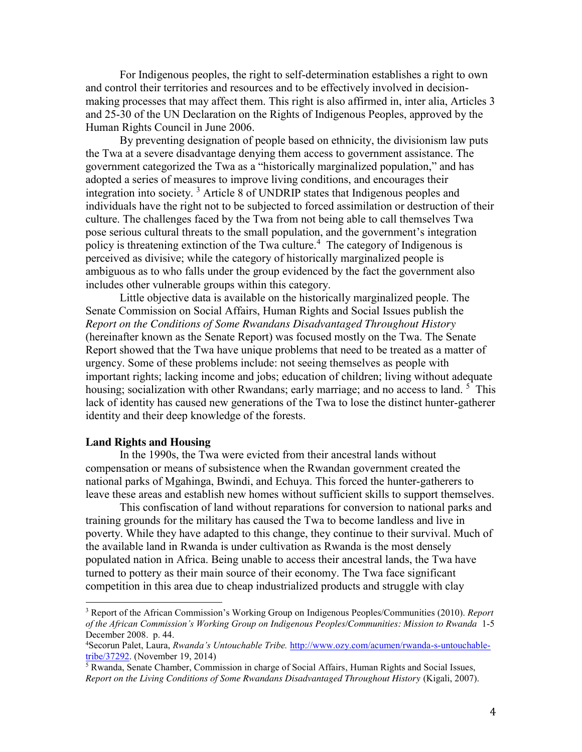For Indigenous peoples, the right to self-determination establishes a right to own and control their territories and resources and to be effectively involved in decision-making processes that may affect them. This right is also affirmed in, inter alia, Articles 3 and 25-30 of the UN Declaration on the Rights of Indigenous Peoples, approved by the Human Rights Council in June 2006.

By preventing designation of people based on ethnicity, the divisionism law puts the Twa at a severe disadvantage denying them access to government assistance. The government categorized the Twa as a "historically marginalized population," and has adopted a series of measures to improve living conditions, and encourages their integration into society. [3] Article 8 of UNDRIP states that Indigenous peoples and individuals have the right not to be subjected to forced assimilation or destruction of their culture. The challenges faced by the Twa from not being able to call themselves Twa pose serious cultural threats to the small population, and the government's integration policy is threatening extinction of the Twa culture.[4] The category of Indigenous is perceived as divisive; while the category of historically marginalized people is ambiguous as to who falls under the group evidenced by the fact the government also includes other vulnerable groups within this category.

Little objective data is available on the historically marginalized people. The Senate Commission on Social Affairs, Human Rights and Social Issues publish the *Report on the Conditions of Some Rwandans Disadvantaged Throughout History* (hereinafter known as the Senate Report) was focused mostly on the Twa. The Senate Report showed that the Twa have unique problems that need to be treated as a matter of urgency. Some of these problems include: not seeing themselves as people with important rights; lacking income and jobs; education of children; living without adequate housing; socialization with other Rwandans; early marriage; and no access to land. [5] This lack of identity has caused new generations of the Twa to lose the distinct hunter-gatherer identity and their deep knowledge of the forests.

**Land Rights and Housing**

In the 1990s, the Twa were evicted from their ancestral lands without compensation or means of subsistence when the Rwandan government created the national parks of Mgahinga, Bwindi, and Echuya. This forced the hunter-gatherers to leave these areas and establish new homes without sufficient skills to support themselves.

This confiscation of land without reparations for conversion to national parks and training grounds for the military has caused the Twa to become landless and live in poverty. While they have adapted to this change, they continue to their survival. Much of the available land in Rwanda is under cultivation as Rwanda is the most densely populated nation in Africa. Being unable to access their ancestral lands, the Twa have turned to pottery as their main source of their economy. The Twa face significant competition in this area due to cheap industrialized products and struggle with clay

---

[3] Report of the African Commission's Working Group on Indigenous Peoples/Communities (2010). *Report of the African Commission's Working Group on Indigenous Peoples/Communities: Mission to Rwanda* 1-5 December 2008. p. 44.

[4] Secorun Palet, Laura, *Rwanda's Untouchable Tribe.* http://www.ozy.com/acumen/rwanda-s-untouchable-tribe/37292. (November 19, 2014)

[5] Rwanda, Senate Chamber, Commission in charge of Social Affairs, Human Rights and Social Issues, *Report on the Living Conditions of Some Rwandans Disadvantaged Throughout History* (Kigali, 2007).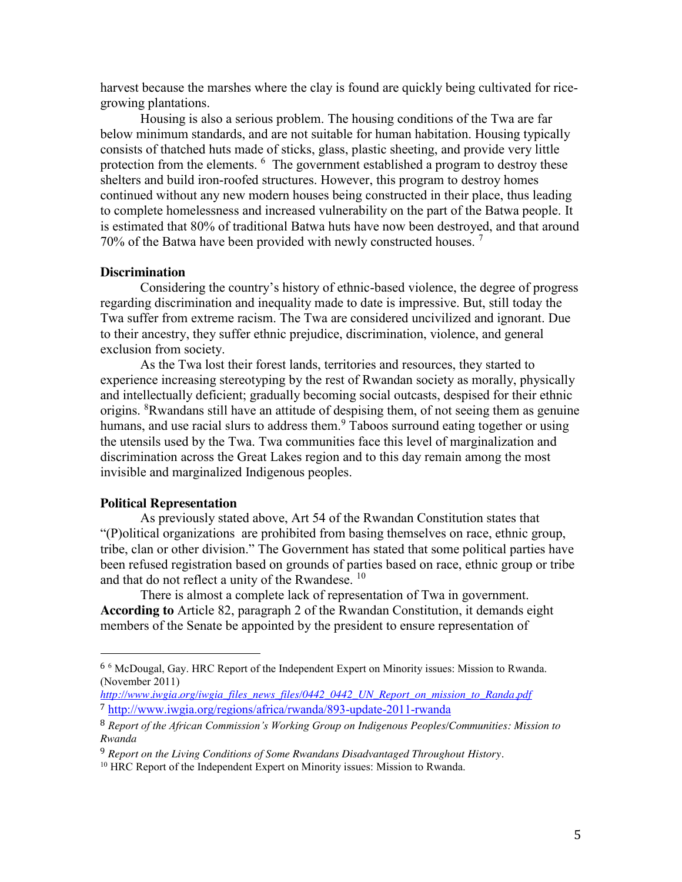harvest because the marshes where the clay is found are quickly being cultivated for rice-growing plantations.

Housing is also a serious problem. The housing conditions of the Twa are far below minimum standards, and are not suitable for human habitation. Housing typically consists of thatched huts made of sticks, glass, plastic sheeting, and provide very little protection from the elements. [6] The government established a program to destroy these shelters and build iron-roofed structures. However, this program to destroy homes continued without any new modern houses being constructed in their place, thus leading to complete homelessness and increased vulnerability on the part of the Batwa people. It is estimated that 80% of traditional Batwa huts have now been destroyed, and that around 70% of the Batwa have been provided with newly constructed houses. [7]

**Discrimination**

Considering the country's history of ethnic-based violence, the degree of progress regarding discrimination and inequality made to date is impressive. But, still today the Twa suffer from extreme racism. The Twa are considered uncivilized and ignorant. Due to their ancestry, they suffer ethnic prejudice, discrimination, violence, and general exclusion from society.

As the Twa lost their forest lands, territories and resources, they started to experience increasing stereotyping by the rest of Rwandan society as morally, physically and intellectually deficient; gradually becoming social outcasts, despised for their ethnic origins. [8]Rwandans still have an attitude of despising them, of not seeing them as genuine humans, and use racial slurs to address them.[9] Taboos surround eating together or using the utensils used by the Twa. Twa communities face this level of marginalization and discrimination across the Great Lakes region and to this day remain among the most invisible and marginalized Indigenous peoples.

**Political Representation**

As previously stated above, Art 54 of the Rwandan Constitution states that "(P)olitical organizations are prohibited from basing themselves on race, ethnic group, tribe, clan or other division." The Government has stated that some political parties have been refused registration based on grounds of parties based on race, ethnic group or tribe and that do not reflect a unity of the Rwandese. [10]

There is almost a complete lack of representation of Twa in government. **According to** Article 82, paragraph 2 of the Rwandan Constitution, it demands eight members of the Senate be appointed by the president to ensure representation of

---

[6] [6] McDougal, Gay. HRC Report of the Independent Expert on Minority issues: Mission to Rwanda. (November 2011) *http://www.iwgia.org/iwgia_files_news_files/0442_0442_UN_Report_on_mission_to_Randa.pdf*

[7] http://www.iwgia.org/regions/africa/rwanda/893-update-2011-rwanda

[8] *Report of the African Commission's Working Group on Indigenous Peoples/Communities: Mission to Rwanda*

[9] *Report on the Living Conditions of Some Rwandans Disadvantaged Throughout History*.

[10] HRC Report of the Independent Expert on Minority issues: Mission to Rwanda.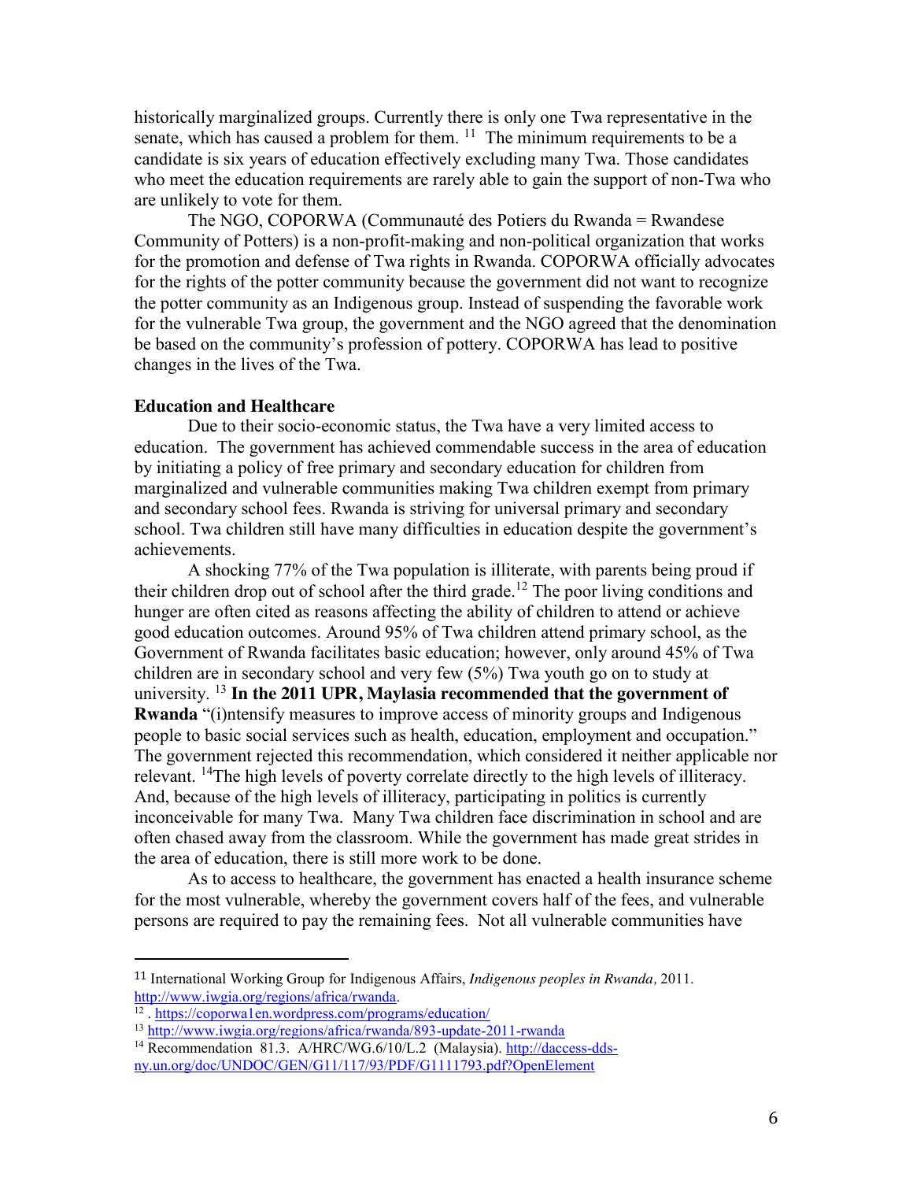historically marginalized groups. Currently there is only one Twa representative in the senate, which has caused a problem for them. [11] The minimum requirements to be a candidate is six years of education effectively excluding many Twa. Those candidates who meet the education requirements are rarely able to gain the support of non-Twa who are unlikely to vote for them.

The NGO, COPORWA (Communauté des Potiers du Rwanda = Rwandese Community of Potters) is a non-profit-making and non-political organization that works for the promotion and defense of Twa rights in Rwanda. COPORWA officially advocates for the rights of the potter community because the government did not want to recognize the potter community as an Indigenous group. Instead of suspending the favorable work for the vulnerable Twa group, the government and the NGO agreed that the denomination be based on the community's profession of pottery. COPORWA has lead to positive changes in the lives of the Twa.

**Education and Healthcare**

Due to their socio-economic status, the Twa have a very limited access to education. The government has achieved commendable success in the area of education by initiating a policy of free primary and secondary education for children from marginalized and vulnerable communities making Twa children exempt from primary and secondary school fees. Rwanda is striving for universal primary and secondary school. Twa children still have many difficulties in education despite the government's achievements.

A shocking 77% of the Twa population is illiterate, with parents being proud if their children drop out of school after the third grade.[12] The poor living conditions and hunger are often cited as reasons affecting the ability of children to attend or achieve good education outcomes. Around 95% of Twa children attend primary school, as the Government of Rwanda facilitates basic education; however, only around 45% of Twa children are in secondary school and very few (5%) Twa youth go on to study at university. [13] **In the 2011 UPR, Maylasia recommended that the government of Rwanda** "(i)ntensify measures to improve access of minority groups and Indigenous people to basic social services such as health, education, employment and occupation." The government rejected this recommendation, which considered it neither applicable nor relevant. [14]The high levels of poverty correlate directly to the high levels of illiteracy. And, because of the high levels of illiteracy, participating in politics is currently inconceivable for many Twa. Many Twa children face discrimination in school and are often chased away from the classroom. While the government has made great strides in the area of education, there is still more work to be done.

As to access to healthcare, the government has enacted a health insurance scheme for the most vulnerable, whereby the government covers half of the fees, and vulnerable persons are required to pay the remaining fees. Not all vulnerable communities have

---

[11] International Working Group for Indigenous Affairs, *Indigenous peoples in Rwanda*, 2011. http://www.iwgia.org/regions/africa/rwanda.

[12] . https://coporwa1en.wordpress.com/programs/education/

[13] http://www.iwgia.org/regions/africa/rwanda/893-update-2011-rwanda

[14] Recommendation 81.3. A/HRC/WG.6/10/L.2 (Malaysia). http://daccess-dds-ny.un.org/doc/UNDOC/GEN/G11/117/93/PDF/G1111793.pdf?OpenElement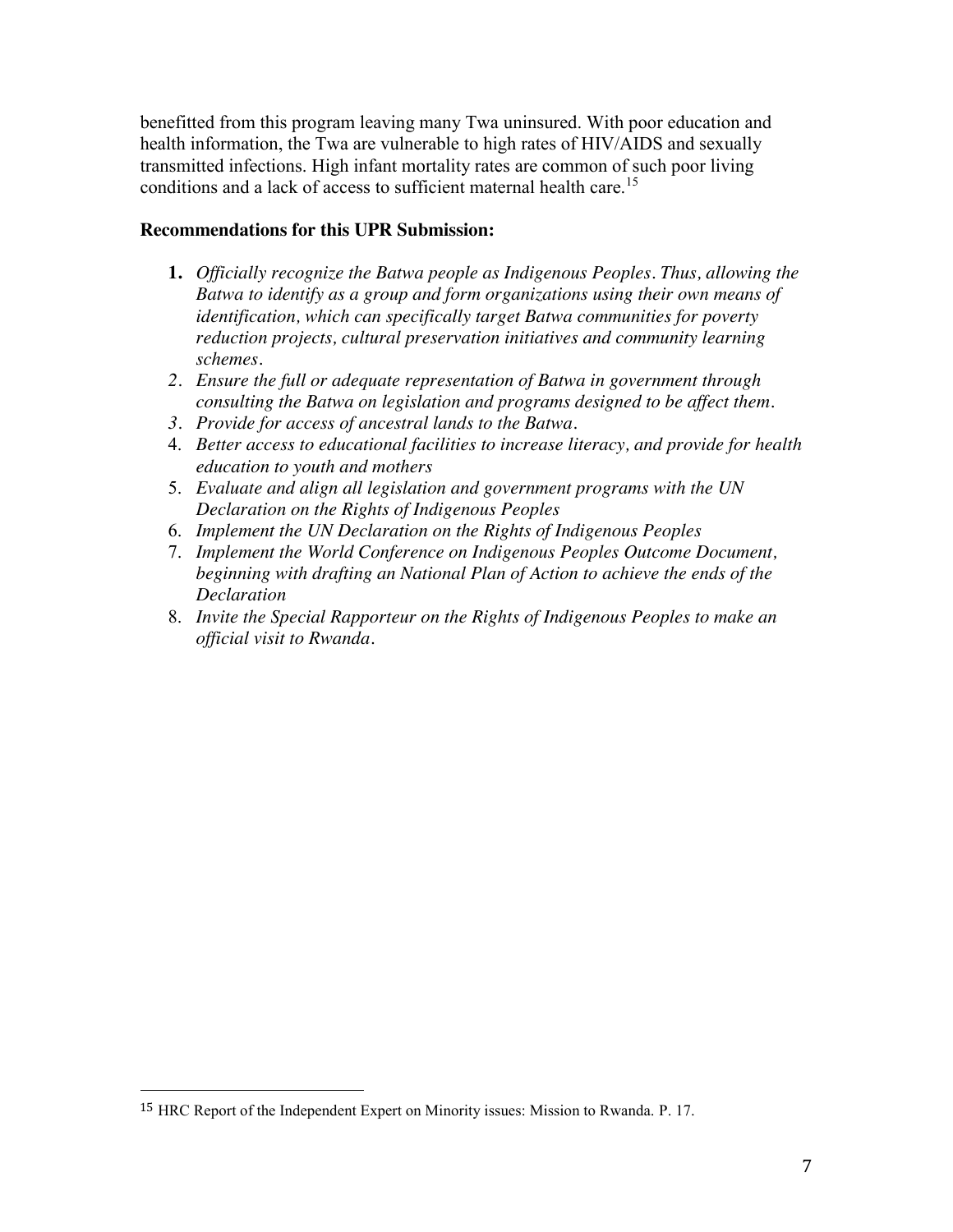benefitted from this program leaving many Twa uninsured. With poor education and health information, the Twa are vulnerable to high rates of HIV/AIDS and sexually transmitted infections. High infant mortality rates are common of such poor living conditions and a lack of access to sufficient maternal health care.[15]

**Recommendations for this UPR Submission:**

1. *Officially recognize the Batwa people as Indigenous Peoples. Thus, allowing the Batwa to identify as a group and form organizations using their own means of identification, which can specifically target Batwa communities for poverty reduction projects, cultural preservation initiatives and community learning schemes.*
2. *Ensure the full or adequate representation of Batwa in government through consulting the Batwa on legislation and programs designed to be affect them.*
3. *Provide for access of ancestral lands to the Batwa.*
4. *Better access to educational facilities to increase literacy, and provide for health education to youth and mothers*
5. *Evaluate and align all legislation and government programs with the UN Declaration on the Rights of Indigenous Peoples*
6. *Implement the UN Declaration on the Rights of Indigenous Peoples*
7. *Implement the World Conference on Indigenous Peoples Outcome Document, beginning with drafting an National Plan of Action to achieve the ends of the Declaration*
8. *Invite the Special Rapporteur on the Rights of Indigenous Peoples to make an official visit to Rwanda.*

---

[15] HRC Report of the Independent Expert on Minority issues: Mission to Rwanda. P. 17.